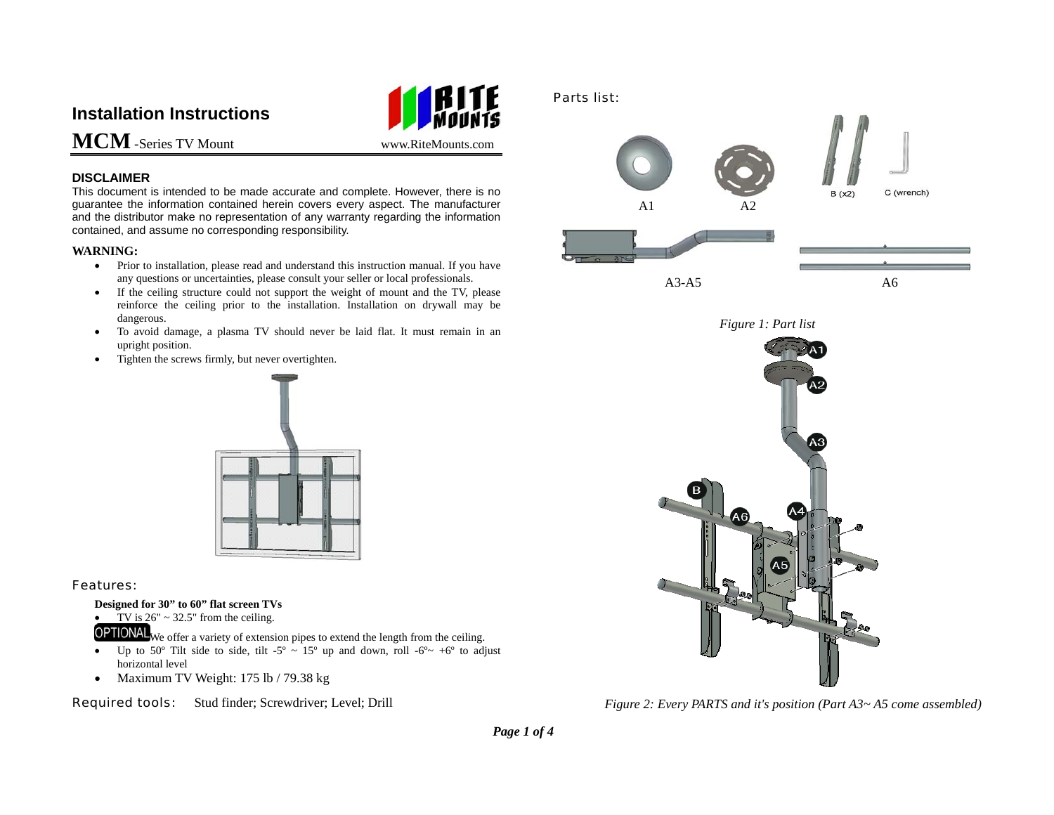# Installation Instructions

**MCM** -Series TV Mount www.RiteMounts.com

### DISCLAIMER

This document is intended to be made accurate and complete. However, there is no guarantee the information contained herein covers every aspect. The manufacturer and the distributor make no representation of any warranty regarding the information contained, and assume no corresponding responsibility.

### WARNING:

- Prior to installation, please read and understand this instruction manual. If you have any questions or uncertainties, please consult your seller or local professionals.
- If the ceiling structure could not support the weight of mount and the TV, please reinforce the ceiling prior to the installation. Installation on drywall may be dangerous.
- To avoid damage, a plasma TV should never be laid flat. It must remain in an upright position.
- Tighten the screws firmly, but never overtighten.

### Features:

**Designed for 30" to 60" flat screen TVs**

- TV is 26" ~ 32.5" from the ceiling.

OPTIONAL We offer a variety of extension pipes to extend the length from the ceiling.

- Up to 50º Tilt side to side, tilt -5º ~ 15º up and down, roll -6º~ +6º to adjust horizontal level
- Maximum TV Weight: 175 lb / 79.38 kg

**Required tools:** Stud finder; Screwdriver; Level; Drill

### Parts list:

A1 A2 B (x2) C (wrench)

A3-A5 A6

*Figure 1: Part list*

*Figure 2: Every PARTS and it's position (Part A3~ A5 come assembled)*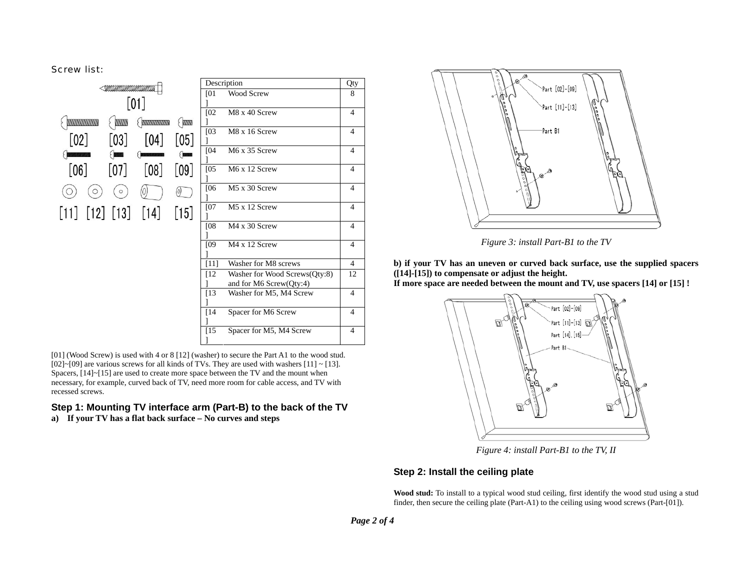Screw list:

| Description | | Qty |
|---|---|---|
| [01] | Wood Screw | 8 |
| [02] | M8 x 40 Screw | 4 |
| [03] | M8 x 16 Screw | 4 |
| [04] | M6 x 35 Screw | 4 |
| [05] | M6 x 12 Screw | 4 |
| [06] | M5 x 30 Screw | 4 |
| [07] | M5 x 12 Screw | 4 |
| [08] | M4 x 30 Screw | 4 |
| [09] | M4 x 12 Screw | 4 |
| [11] | Washer for M8 screws | 4 |
| [12] | Washer for Wood Screws(Qty:8) and for M6 Screw(Qty:4) | 12 |
| [13] | Washer for M5, M4 Screw | 4 |
| [14] | Spacer for M6 Screw | 4 |
| [15] | Spacer for M5, M4 Screw | 4 |

[01] (Wood Screw) is used with 4 or 8 [12] (washer) to secure the Part A1 to the wood stud. [02]~[09] are various screws for all kinds of TVs. They are used with washers [11] ~ [13]. Spacers, [14]~[15] are used to create more space between the TV and the mount when necessary, for example, curved back of TV, need more room for cable access, and TV with recessed screws.

## Step 1: Mounting TV interface arm (Part-B) to the back of the TV

**a) If your TV has a flat back surface – No curves and steps**

*Figure 3: install Part-B1 to the TV*

**b) if your TV has an uneven or curved back surface, use the supplied spacers ([14]-[15]) to compensate or adjust the height.**
**If more space are needed between the mount and TV, use spacers [14] or [15] !**

*Figure 4: install Part-B1 to the TV, II*

## Step 2: Install the ceiling plate

**Wood stud:** To install to a typical wood stud ceiling, first identify the wood stud using a stud finder, then secure the ceiling plate (Part-A1) to the ceiling using wood screws (Part-[01]).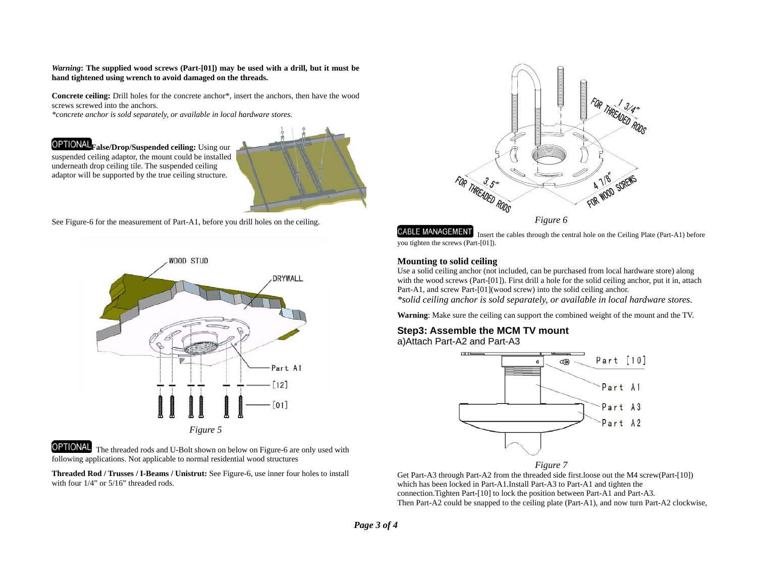***Warning*: The supplied wood screws (Part-[01]) may be used with a drill, but it must be hand tightened using wrench to avoid damaged on the threads.**

**Concrete ceiling:** Drill holes for the concrete anchor*, insert the anchors, then have the wood screws screwed into the anchors.
*\*concrete anchor is sold separately, or available in local hardware stores.*

OPTIONAL **False/Drop/Suspended ceiling:** Using our suspended ceiling adaptor, the mount could be installed underneath drop ceiling tile. The suspended ceiling adaptor will be supported by the true ceiling structure.

See Figure-6 for the measurement of Part-A1, before you drill holes on the ceiling.

*Figure 5*

OPTIONAL The threaded rods and U-Bolt shown on below on Figure-6 are only used with following applications. Not applicable to normal residential wood structures

**Threaded Rod / Trusses / I-Beams / Unistrut:** See Figure-6, use inner four holes to install with four 1/4" or 5/16" threaded rods.

*Figure 6*

CABLE MANAGEMENT Insert the cables through the central hole on the Ceiling Plate (Part-A1) before you tighten the screws (Part-[01]).

### Mounting to solid ceiling

Use a solid ceiling anchor (not included, can be purchased from local hardware store) along with the wood screws (Part-[01]). First drill a hole for the solid ceiling anchor, put it in, attach Part-A1, and screw Part-[01](wood screw) into the solid ceiling anchor.
*\*solid ceiling anchor is sold separately, or available in local hardware stores.*

**Warning**: Make sure the ceiling can support the combined weight of the mount and the TV.

## Step3: Assemble the MCM TV mount

a)Attach Part-A2 and Part-A3

*Figure 7*

Get Part-A3 through Part-A2 from the threaded side first.loose out the M4 screw(Part-[10]) which has been locked in Part-A1.Install Part-A3 to Part-A1 and tighten the connection.Tighten Part-[10] to lock the position between Part-A1 and Part-A3.
Then Part-A2 could be snapped to the ceiling plate (Part-A1), and now turn Part-A2 clockwise,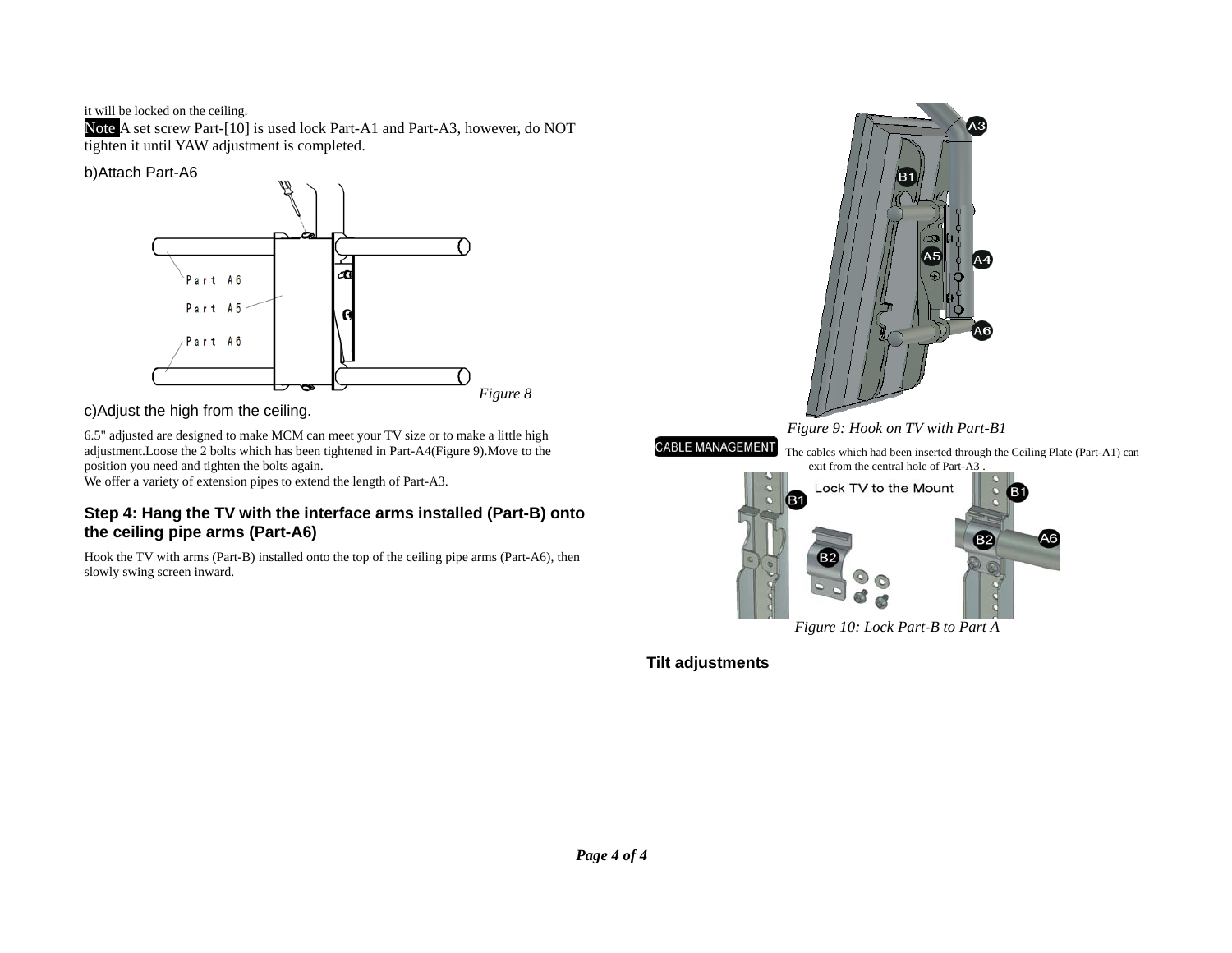it will be locked on the ceiling.

**Note** A set screw Part-[10] is used lock Part-A1 and Part-A3, however, do NOT tighten it until YAW adjustment is completed.

b)Attach Part-A6

*Figure 8*

c)Adjust the high from the ceiling.

6.5" adjusted are designed to make MCM can meet your TV size or to make a little high adjustment.Loose the 2 bolts which has been tightened in Part-A4(Figure 9).Move to the position you need and tighten the bolts again.
We offer a variety of extension pipes to extend the length of Part-A3.

### Step 4: Hang the TV with the interface arms installed (Part-B) onto the ceiling pipe arms (Part-A6)

Hook the TV with arms (Part-B) installed onto the top of the ceiling pipe arms (Part-A6), then slowly swing screen inward.

*Figure 9: Hook on TV with Part-B1*

**CABLE MANAGEMENT** The cables which had been inserted through the Ceiling Plate (Part-A1) can exit from the central hole of Part-A3 .

*Figure 10: Lock Part-B to Part A*

### Tilt adjustments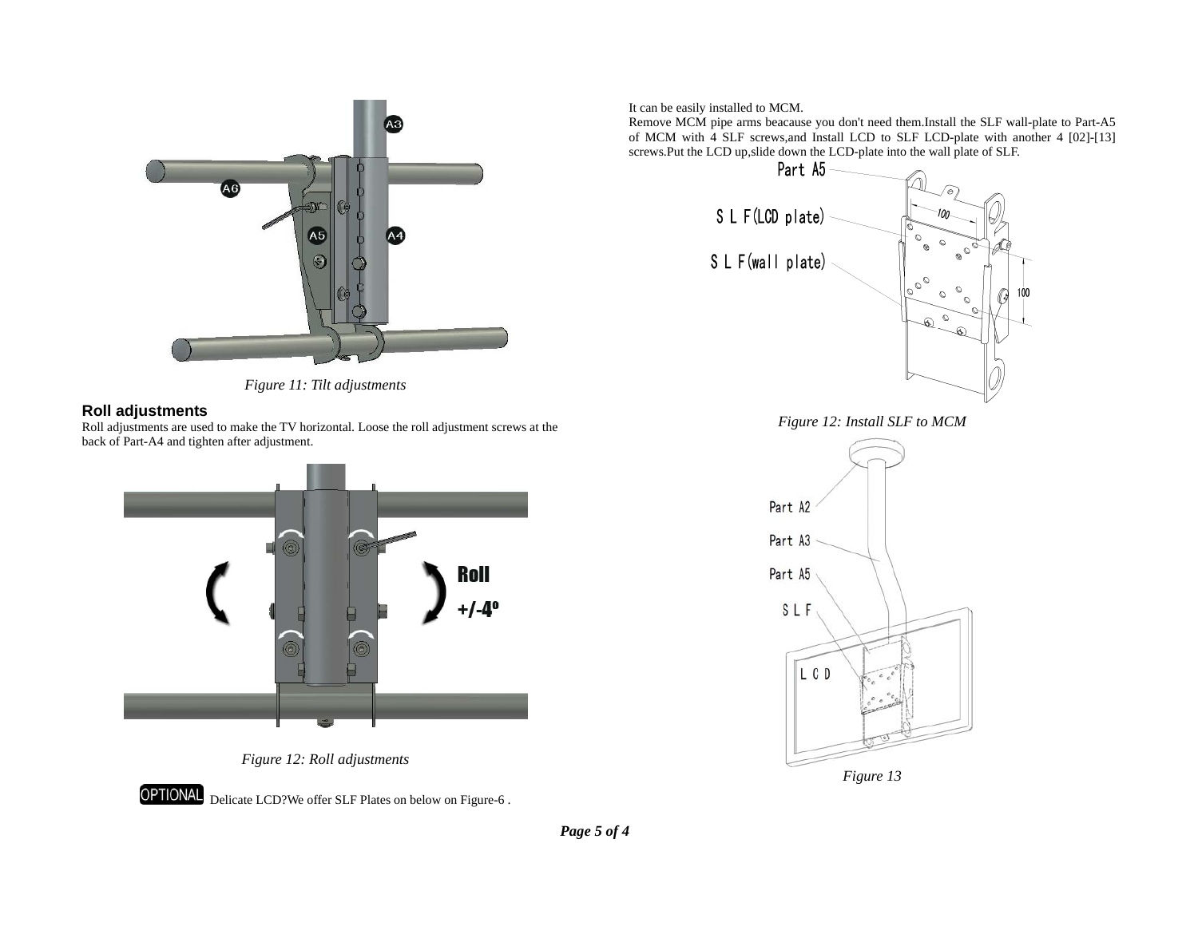*Figure 11: Tilt adjustments*

## Roll adjustments

Roll adjustments are used to make the TV horizontal. Loose the roll adjustment screws at the back of Part-A4 and tighten after adjustment.

*Figure 12: Roll adjustments*

OPTIONAL Delicate LCD?We offer SLF Plates on below on Figure-6 .

It can be easily installed to MCM.
Remove MCM pipe arms beacause you don't need them.Install the SLF wall-plate to Part-A5 of MCM with 4 SLF screws,and Install LCD to SLF LCD-plate with another 4 [02]-[13] screws.Put the LCD up,slide down the LCD-plate into the wall plate of SLF.

*Figure 12: Install SLF to MCM*

*Figure 13*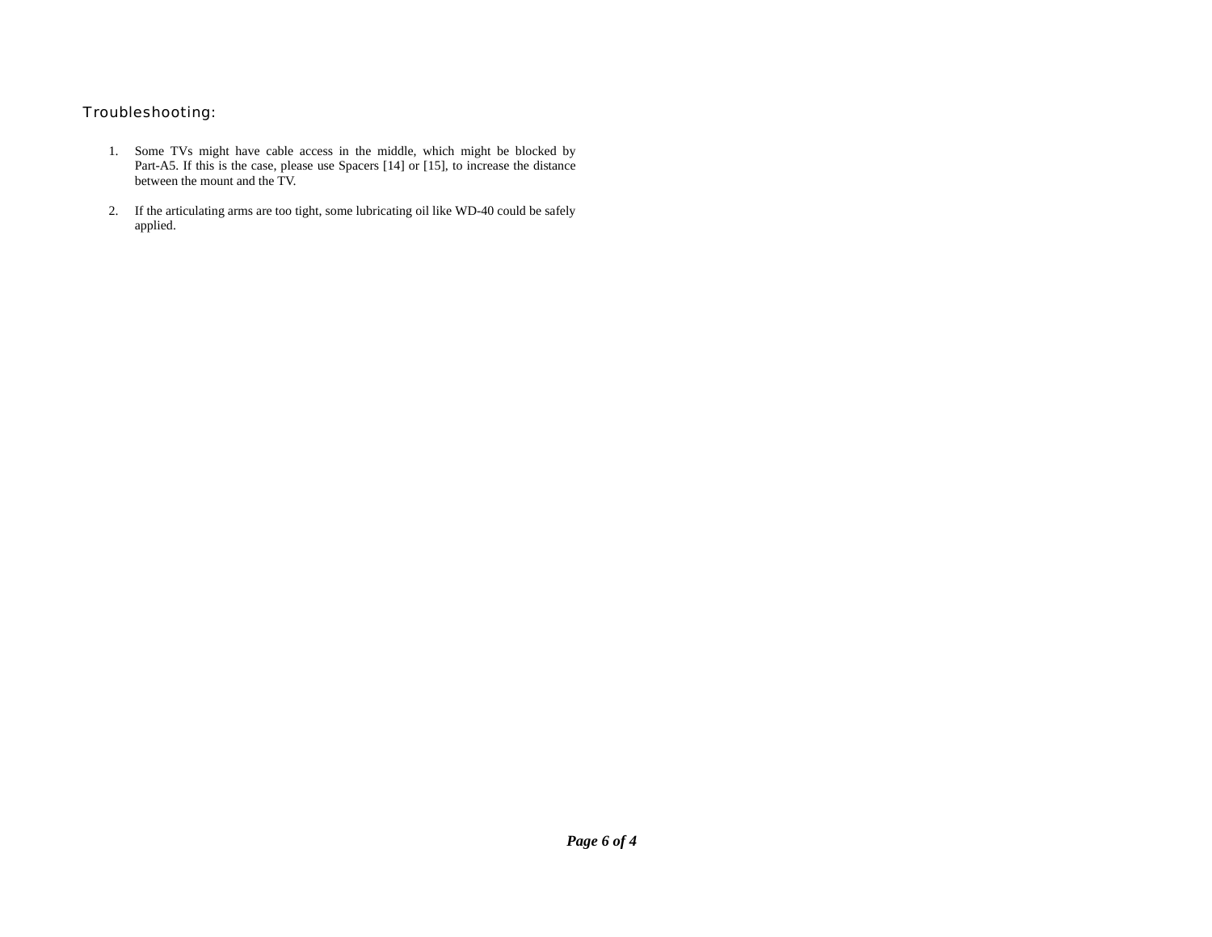## Troubleshooting:

1. Some TVs might have cable access in the middle, which might be blocked by Part-A5. If this is the case, please use Spacers [14] or [15], to increase the distance between the mount and the TV.

2. If the articulating arms are too tight, some lubricating oil like WD-40 could be safely applied.